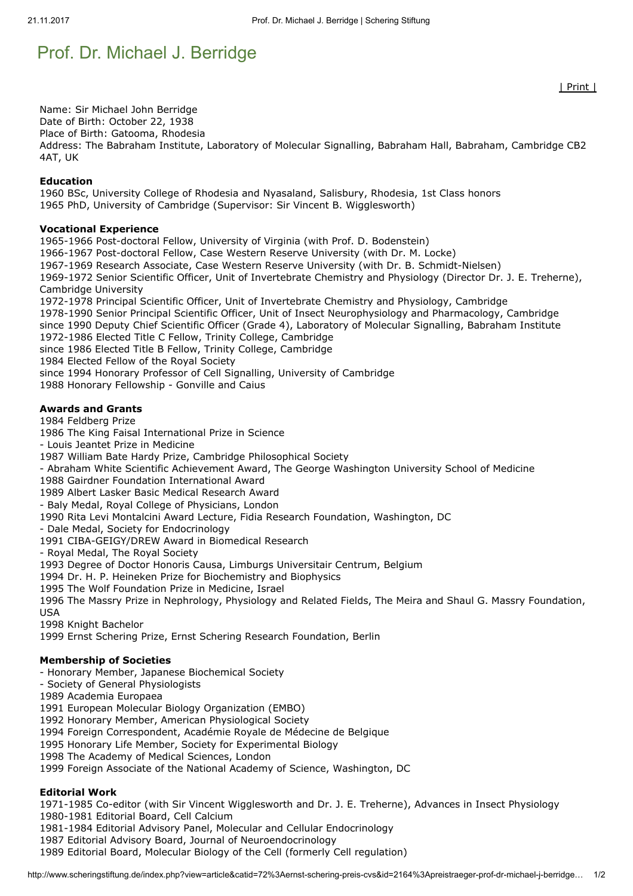# Prof. Dr. Michael J. Berridge

Name: Sir Michael John Berridge
Date of Birth: October 22, 1938
Place of Birth: Gatooma, Rhodesia
Address: The Babraham Institute, Laboratory of Molecular Signalling, Babraham Hall, Babraham, Cambridge CB2 4AT, UK

**Education**

1960 BSc, University College of Rhodesia and Nyasaland, Salisbury, Rhodesia, 1st Class honors
1965 PhD, University of Cambridge (Supervisor: Sir Vincent B. Wigglesworth)

**Vocational Experience**

1965-1966 Post-doctoral Fellow, University of Virginia (with Prof. D. Bodenstein)
1966-1967 Post-doctoral Fellow, Case Western Reserve University (with Dr. M. Locke)
1967-1969 Research Associate, Case Western Reserve University (with Dr. B. Schmidt-Nielsen)
1969-1972 Senior Scientific Officer, Unit of Invertebrate Chemistry and Physiology (Director Dr. J. E. Treherne), Cambridge University
1972-1978 Principal Scientific Officer, Unit of Invertebrate Chemistry and Physiology, Cambridge
1978-1990 Senior Principal Scientific Officer, Unit of Insect Neurophysiology and Pharmacology, Cambridge
since 1990 Deputy Chief Scientific Officer (Grade 4), Laboratory of Molecular Signalling, Babraham Institute
1972-1986 Elected Title C Fellow, Trinity College, Cambridge
since 1986 Elected Title B Fellow, Trinity College, Cambridge
1984 Elected Fellow of the Royal Society
since 1994 Honorary Professor of Cell Signalling, University of Cambridge
1988 Honorary Fellowship - Gonville and Caius

**Awards and Grants**

1984 Feldberg Prize
1986 The King Faisal International Prize in Science
- Louis Jeantet Prize in Medicine
1987 William Bate Hardy Prize, Cambridge Philosophical Society
- Abraham White Scientific Achievement Award, The George Washington University School of Medicine
1988 Gairdner Foundation International Award
1989 Albert Lasker Basic Medical Research Award
- Baly Medal, Royal College of Physicians, London
1990 Rita Levi Montalcini Award Lecture, Fidia Research Foundation, Washington, DC
- Dale Medal, Society for Endocrinology
1991 CIBA-GEIGY/DREW Award in Biomedical Research
- Royal Medal, The Royal Society
1993 Degree of Doctor Honoris Causa, Limburgs Universitair Centrum, Belgium
1994 Dr. H. P. Heineken Prize for Biochemistry and Biophysics
1995 The Wolf Foundation Prize in Medicine, Israel
1996 The Massry Prize in Nephrology, Physiology and Related Fields, The Meira and Shaul G. Massry Foundation, USA
1998 Knight Bachelor
1999 Ernst Schering Prize, Ernst Schering Research Foundation, Berlin

**Membership of Societies**

- Honorary Member, Japanese Biochemical Society
- Society of General Physiologists
1989 Academia Europaea
1991 European Molecular Biology Organization (EMBO)
1992 Honorary Member, American Physiological Society
1994 Foreign Correspondent, Académie Royale de Médecine de Belgique
1995 Honorary Life Member, Society for Experimental Biology
1998 The Academy of Medical Sciences, London
1999 Foreign Associate of the National Academy of Science, Washington, DC

**Editorial Work**

1971-1985 Co-editor (with Sir Vincent Wigglesworth and Dr. J. E. Treherne), Advances in Insect Physiology
1980-1981 Editorial Board, Cell Calcium
1981-1984 Editorial Advisory Panel, Molecular and Cellular Endocrinology
1987 Editorial Advisory Board, Journal of Neuroendocrinology
1989 Editorial Board, Molecular Biology of the Cell (formerly Cell regulation)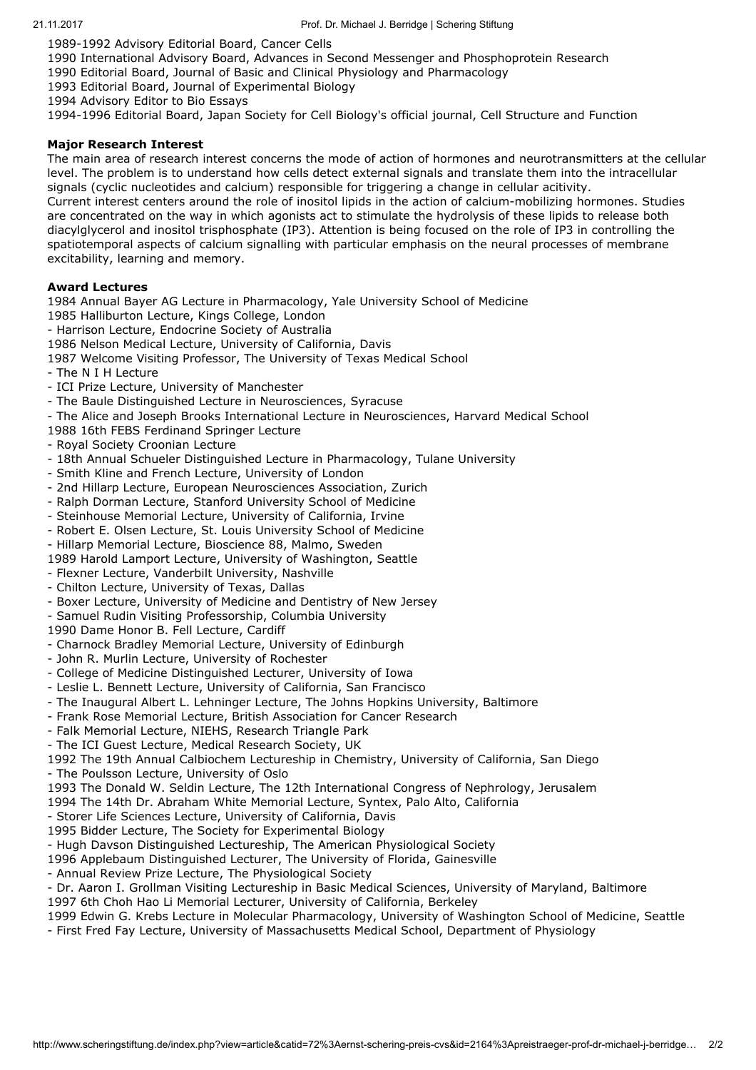1989-1992 Advisory Editorial Board, Cancer Cells
1990 International Advisory Board, Advances in Second Messenger and Phosphoprotein Research
1990 Editorial Board, Journal of Basic and Clinical Physiology and Pharmacology
1993 Editorial Board, Journal of Experimental Biology
1994 Advisory Editor to Bio Essays
1994-1996 Editorial Board, Japan Society for Cell Biology's official journal, Cell Structure and Function

**Major Research Interest**

The main area of research interest concerns the mode of action of hormones and neurotransmitters at the cellular level. The problem is to understand how cells detect external signals and translate them into the intracellular signals (cyclic nucleotides and calcium) responsible for triggering a change in cellular acitivity.
Current interest centers around the role of inositol lipids in the action of calcium-mobilizing hormones. Studies are concentrated on the way in which agonists act to stimulate the hydrolysis of these lipids to release both diacylglycerol and inositol trisphosphate (IP3). Attention is being focused on the role of IP3 in controlling the spatiotemporal aspects of calcium signalling with particular emphasis on the neural processes of membrane excitability, learning and memory.

**Award Lectures**

1984 Annual Bayer AG Lecture in Pharmacology, Yale University School of Medicine
1985 Halliburton Lecture, Kings College, London
- Harrison Lecture, Endocrine Society of Australia
1986 Nelson Medical Lecture, University of California, Davis
1987 Welcome Visiting Professor, The University of Texas Medical School
- The N I H Lecture
- ICI Prize Lecture, University of Manchester
- The Baule Distinguished Lecture in Neurosciences, Syracuse
- The Alice and Joseph Brooks International Lecture in Neurosciences, Harvard Medical School
1988 16th FEBS Ferdinand Springer Lecture
- Royal Society Croonian Lecture
- 18th Annual Schueler Distinguished Lecture in Pharmacology, Tulane University
- Smith Kline and French Lecture, University of London
- 2nd Hillarp Lecture, European Neurosciences Association, Zurich
- Ralph Dorman Lecture, Stanford University School of Medicine
- Steinhouse Memorial Lecture, University of California, Irvine
- Robert E. Olsen Lecture, St. Louis University School of Medicine
- Hillarp Memorial Lecture, Bioscience 88, Malmo, Sweden
1989 Harold Lamport Lecture, University of Washington, Seattle
- Flexner Lecture, Vanderbilt University, Nashville
- Chilton Lecture, University of Texas, Dallas
- Boxer Lecture, University of Medicine and Dentistry of New Jersey
- Samuel Rudin Visiting Professorship, Columbia University
1990 Dame Honor B. Fell Lecture, Cardiff
- Charnock Bradley Memorial Lecture, University of Edinburgh
- John R. Murlin Lecture, University of Rochester
- College of Medicine Distinguished Lecturer, University of Iowa
- Leslie L. Bennett Lecture, University of California, San Francisco
- The Inaugural Albert L. Lehninger Lecture, The Johns Hopkins University, Baltimore
- Frank Rose Memorial Lecture, British Association for Cancer Research
- Falk Memorial Lecture, NIEHS, Research Triangle Park
- The ICI Guest Lecture, Medical Research Society, UK
1992 The 19th Annual Calbiochem Lectureship in Chemistry, University of California, San Diego
- The Poulsson Lecture, University of Oslo
1993 The Donald W. Seldin Lecture, The 12th International Congress of Nephrology, Jerusalem
1994 The 14th Dr. Abraham White Memorial Lecture, Syntex, Palo Alto, California
- Storer Life Sciences Lecture, University of California, Davis
1995 Bidder Lecture, The Society for Experimental Biology
- Hugh Davson Distinguished Lectureship, The American Physiological Society
1996 Applebaum Distinguished Lecturer, The University of Florida, Gainesville
- Annual Review Prize Lecture, The Physiological Society
- Dr. Aaron I. Grollman Visiting Lectureship in Basic Medical Sciences, University of Maryland, Baltimore
1997 6th Choh Hao Li Memorial Lecturer, University of California, Berkeley
1999 Edwin G. Krebs Lecture in Molecular Pharmacology, University of Washington School of Medicine, Seattle
- First Fred Fay Lecture, University of Massachusetts Medical School, Department of Physiology